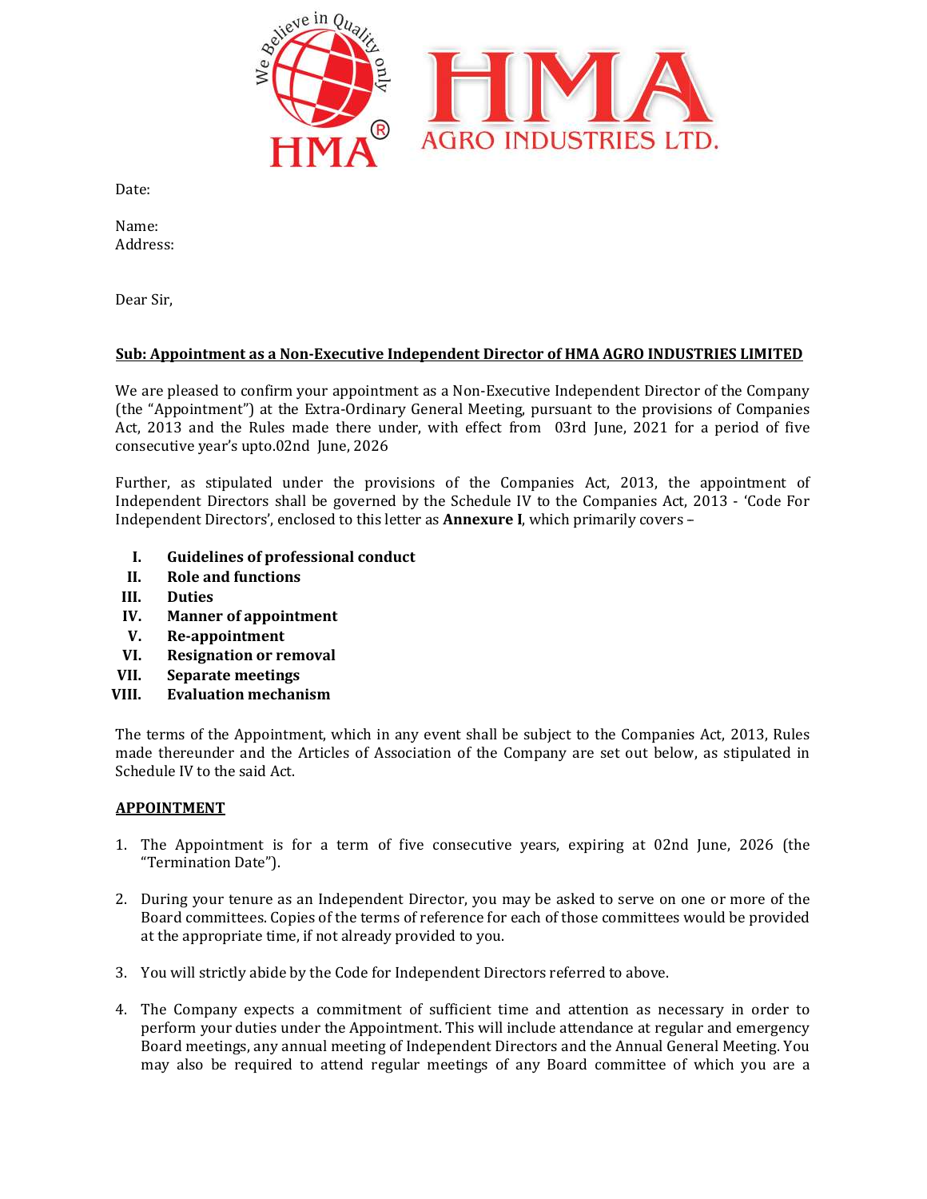HMA AGRO INDUSTRIES LTD.

Date:

Name:
Address:

Dear Sir,

**Sub: Appointment as a Non-Executive Independent Director of HMA AGRO INDUSTRIES LIMITED**

We are pleased to confirm your appointment as a Non-Executive Independent Director of the Company (the "Appointment") at the Extra-Ordinary General Meeting, pursuant to the provisions of Companies Act, 2013 and the Rules made there under, with effect from 03rd June, 2021 for a period of five consecutive year's upto.02nd June, 2026

Further, as stipulated under the provisions of the Companies Act, 2013, the appointment of Independent Directors shall be governed by the Schedule IV to the Companies Act, 2013 - 'Code For Independent Directors', enclosed to this letter as **Annexure I**, which primarily covers –

I. **Guidelines of professional conduct**
II. **Role and functions**
III. **Duties**
IV. **Manner of appointment**
V. **Re-appointment**
VI. **Resignation or removal**
VII. **Separate meetings**
VIII. **Evaluation mechanism**

The terms of the Appointment, which in any event shall be subject to the Companies Act, 2013, Rules made thereunder and the Articles of Association of the Company are set out below, as stipulated in Schedule IV to the said Act.

**APPOINTMENT**

1. The Appointment is for a term of five consecutive years, expiring at 02nd June, 2026 (the "Termination Date").

2. During your tenure as an Independent Director, you may be asked to serve on one or more of the Board committees. Copies of the terms of reference for each of those committees would be provided at the appropriate time, if not already provided to you.

3. You will strictly abide by the Code for Independent Directors referred to above.

4. The Company expects a commitment of sufficient time and attention as necessary in order to perform your duties under the Appointment. This will include attendance at regular and emergency Board meetings, any annual meeting of Independent Directors and the Annual General Meeting. You may also be required to attend regular meetings of any Board committee of which you are a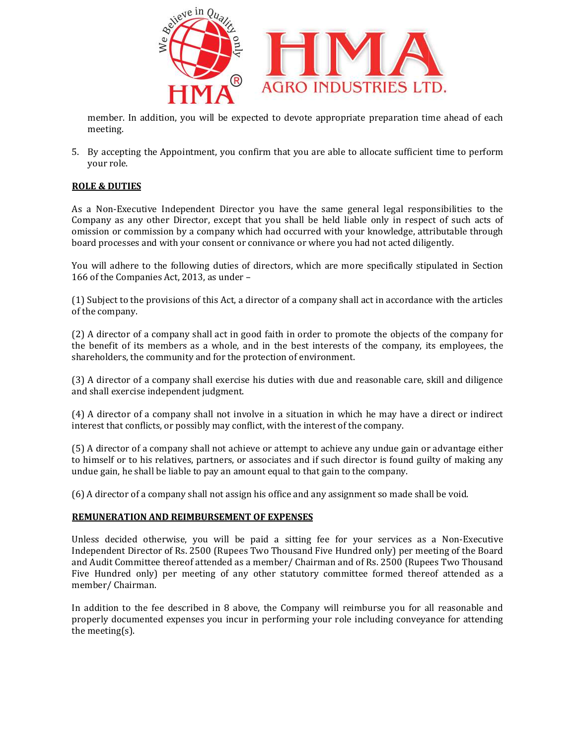member. In addition, you will be expected to devote appropriate preparation time ahead of each meeting.

5. By accepting the Appointment, you confirm that you are able to allocate sufficient time to perform your role.

## ROLE & DUTIES

As a Non-Executive Independent Director you have the same general legal responsibilities to the Company as any other Director, except that you shall be held liable only in respect of such acts of omission or commission by a company which had occurred with your knowledge, attributable through board processes and with your consent or connivance or where you had not acted diligently.

You will adhere to the following duties of directors, which are more specifically stipulated in Section 166 of the Companies Act, 2013, as under –

(1) Subject to the provisions of this Act, a director of a company shall act in accordance with the articles of the company.

(2) A director of a company shall act in good faith in order to promote the objects of the company for the benefit of its members as a whole, and in the best interests of the company, its employees, the shareholders, the community and for the protection of environment.

(3) A director of a company shall exercise his duties with due and reasonable care, skill and diligence and shall exercise independent judgment.

(4) A director of a company shall not involve in a situation in which he may have a direct or indirect interest that conflicts, or possibly may conflict, with the interest of the company.

(5) A director of a company shall not achieve or attempt to achieve any undue gain or advantage either to himself or to his relatives, partners, or associates and if such director is found guilty of making any undue gain, he shall be liable to pay an amount equal to that gain to the company.

(6) A director of a company shall not assign his office and any assignment so made shall be void.

## REMUNERATION AND REIMBURSEMENT OF EXPENSES

Unless decided otherwise, you will be paid a sitting fee for your services as a Non-Executive Independent Director of Rs. 2500 (Rupees Two Thousand Five Hundred only) per meeting of the Board and Audit Committee thereof attended as a member/ Chairman and of Rs. 2500 (Rupees Two Thousand Five Hundred only) per meeting of any other statutory committee formed thereof attended as a member/ Chairman.

In addition to the fee described in 8 above, the Company will reimburse you for all reasonable and properly documented expenses you incur in performing your role including conveyance for attending the meeting(s).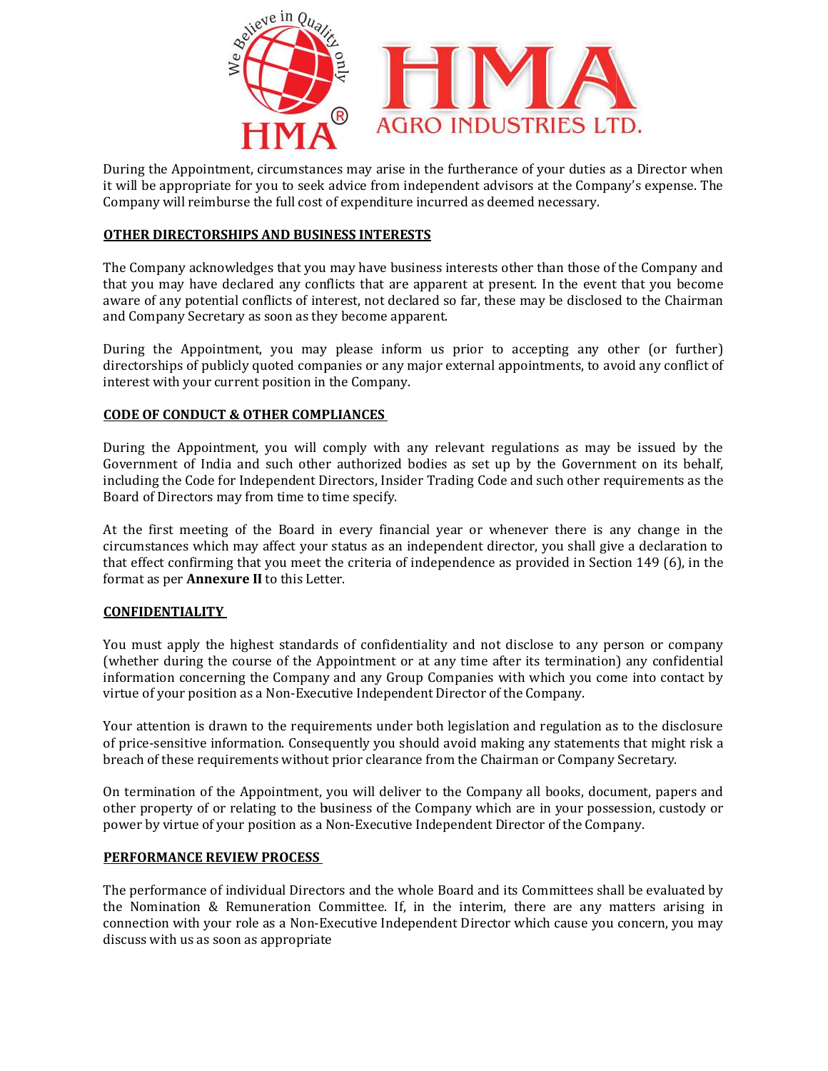During the Appointment, circumstances may arise in the furtherance of your duties as a Director when it will be appropriate for you to seek advice from independent advisors at the Company's expense. The Company will reimburse the full cost of expenditure incurred as deemed necessary.

**OTHER DIRECTORSHIPS AND BUSINESS INTERESTS**

The Company acknowledges that you may have business interests other than those of the Company and that you may have declared any conflicts that are apparent at present. In the event that you become aware of any potential conflicts of interest, not declared so far, these may be disclosed to the Chairman and Company Secretary as soon as they become apparent.

During the Appointment, you may please inform us prior to accepting any other (or further) directorships of publicly quoted companies or any major external appointments, to avoid any conflict of interest with your current position in the Company.

**CODE OF CONDUCT & OTHER COMPLIANCES**

During the Appointment, you will comply with any relevant regulations as may be issued by the Government of India and such other authorized bodies as set up by the Government on its behalf, including the Code for Independent Directors, Insider Trading Code and such other requirements as the Board of Directors may from time to time specify.

At the first meeting of the Board in every financial year or whenever there is any change in the circumstances which may affect your status as an independent director, you shall give a declaration to that effect confirming that you meet the criteria of independence as provided in Section 149 (6), in the format as per **Annexure II** to this Letter.

**CONFIDENTIALITY**

You must apply the highest standards of confidentiality and not disclose to any person or company (whether during the course of the Appointment or at any time after its termination) any confidential information concerning the Company and any Group Companies with which you come into contact by virtue of your position as a Non-Executive Independent Director of the Company.

Your attention is drawn to the requirements under both legislation and regulation as to the disclosure of price-sensitive information. Consequently you should avoid making any statements that might risk a breach of these requirements without prior clearance from the Chairman or Company Secretary.

On termination of the Appointment, you will deliver to the Company all books, document, papers and other property of or relating to the business of the Company which are in your possession, custody or power by virtue of your position as a Non-Executive Independent Director of the Company.

**PERFORMANCE REVIEW PROCESS**

The performance of individual Directors and the whole Board and its Committees shall be evaluated by the Nomination & Remuneration Committee. If, in the interim, there are any matters arising in connection with your role as a Non-Executive Independent Director which cause you concern, you may discuss with us as soon as appropriate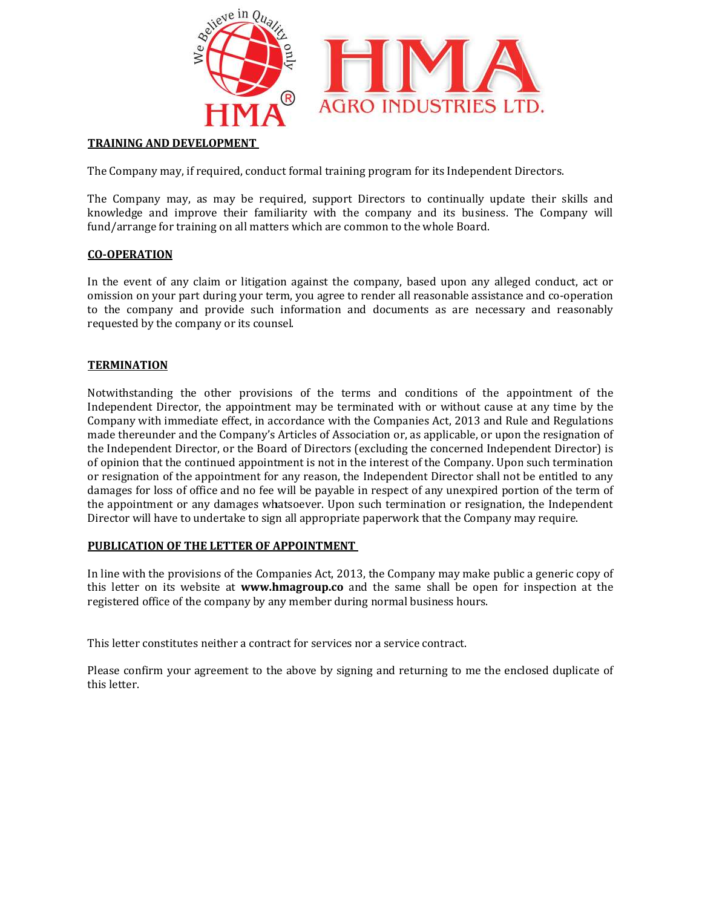## TRAINING AND DEVELOPMENT

The Company may, if required, conduct formal training program for its Independent Directors.

The Company may, as may be required, support Directors to continually update their skills and knowledge and improve their familiarity with the company and its business. The Company will fund/arrange for training on all matters which are common to the whole Board.

## CO-OPERATION

In the event of any claim or litigation against the company, based upon any alleged conduct, act or omission on your part during your term, you agree to render all reasonable assistance and co-operation to the company and provide such information and documents as are necessary and reasonably requested by the company or its counsel.

## TERMINATION

Notwithstanding the other provisions of the terms and conditions of the appointment of the Independent Director, the appointment may be terminated with or without cause at any time by the Company with immediate effect, in accordance with the Companies Act, 2013 and Rule and Regulations made thereunder and the Company's Articles of Association or, as applicable, or upon the resignation of the Independent Director, or the Board of Directors (excluding the concerned Independent Director) is of opinion that the continued appointment is not in the interest of the Company. Upon such termination or resignation of the appointment for any reason, the Independent Director shall not be entitled to any damages for loss of office and no fee will be payable in respect of any unexpired portion of the term of the appointment or any damages whatsoever. Upon such termination or resignation, the Independent Director will have to undertake to sign all appropriate paperwork that the Company may require.

## PUBLICATION OF THE LETTER OF APPOINTMENT

In line with the provisions of the Companies Act, 2013, the Company may make public a generic copy of this letter on its website at **www.hmagroup.co** and the same shall be open for inspection at the registered office of the company by any member during normal business hours.

This letter constitutes neither a contract for services nor a service contract.

Please confirm your agreement to the above by signing and returning to me the enclosed duplicate of this letter.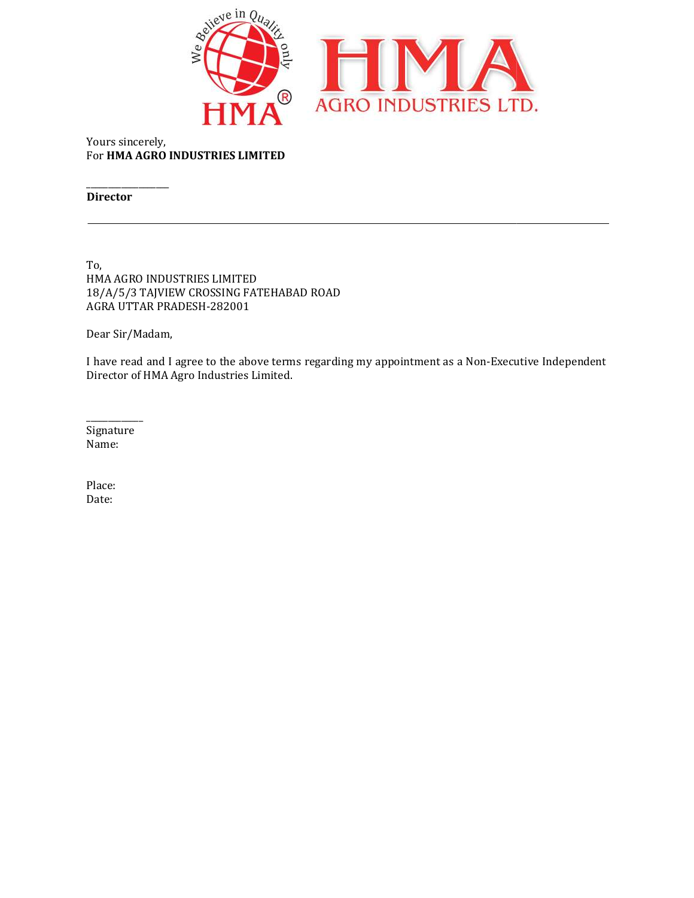Yours sincerely,
For **HMA AGRO INDUSTRIES LIMITED**

_______________
**Director**

---

To,
HMA AGRO INDUSTRIES LIMITED
18/A/5/3 TAJVIEW CROSSING FATEHABAD ROAD
AGRA UTTAR PRADESH-282001

Dear Sir/Madam,

I have read and I agree to the above terms regarding my appointment as a Non-Executive Independent Director of HMA Agro Industries Limited.

___________
Signature
Name:

Place:
Date: